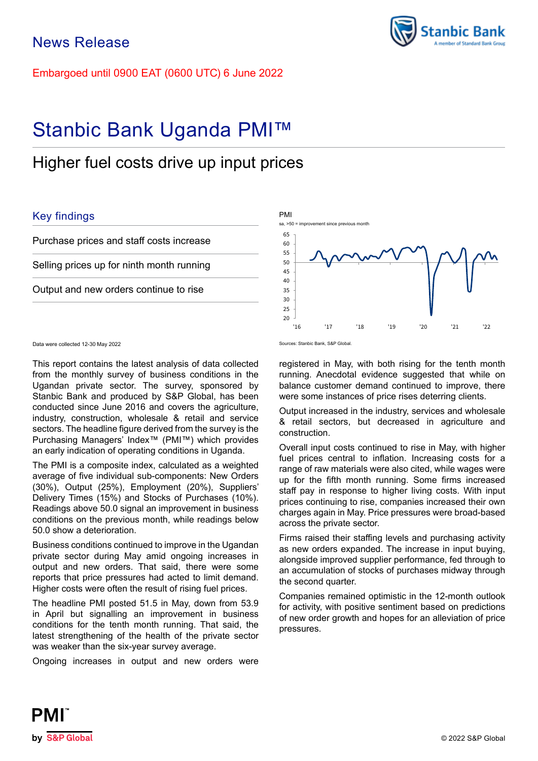News Release

Embargoed until 0900 EAT (0600 UTC) 6 June 2022

# Stanbic Bank Uganda PMI™

## Higher fuel costs drive up input prices

### Key findings

Purchase prices and staff costs increase

Selling prices up for ninth month running

Output and new orders continue to rise

Data were collected 12-30 May 2022

PMI

sa, >50 = improvement since previous month

Sources: Stanbic Bank, S&P Global.

This report contains the latest analysis of data collected from the monthly survey of business conditions in the Ugandan private sector. The survey, sponsored by Stanbic Bank and produced by S&P Global, has been conducted since June 2016 and covers the agriculture, industry, construction, wholesale & retail and service sectors. The headline figure derived from the survey is the Purchasing Managers' Index™ (PMI™) which provides an early indication of operating conditions in Uganda.

The PMI is a composite index, calculated as a weighted average of five individual sub-components: New Orders (30%), Output (25%), Employment (20%), Suppliers' Delivery Times (15%) and Stocks of Purchases (10%). Readings above 50.0 signal an improvement in business conditions on the previous month, while readings below 50.0 show a deterioration.

Business conditions continued to improve in the Ugandan private sector during May amid ongoing increases in output and new orders. That said, there were some reports that price pressures had acted to limit demand. Higher costs were often the result of rising fuel prices.

The headline PMI posted 51.5 in May, down from 53.9 in April but signalling an improvement in business conditions for the tenth month running. That said, the latest strengthening of the health of the private sector was weaker than the six-year survey average.

Ongoing increases in output and new orders were registered in May, with both rising for the tenth month running. Anecdotal evidence suggested that while on balance customer demand continued to improve, there were some instances of price rises deterring clients.

Output increased in the industry, services and wholesale & retail sectors, but decreased in agriculture and construction.

Overall input costs continued to rise in May, with higher fuel prices central to inflation. Increasing costs for a range of raw materials were also cited, while wages were up for the fifth month running. Some firms increased staff pay in response to higher living costs. With input prices continuing to rise, companies increased their own charges again in May. Price pressures were broad-based across the private sector.

Firms raised their staffing levels and purchasing activity as new orders expanded. The increase in input buying, alongside improved supplier performance, fed through to an accumulation of stocks of purchases midway through the second quarter.

Companies remained optimistic in the 12-month outlook for activity, with positive sentiment based on predictions of new order growth and hopes for an alleviation of price pressures.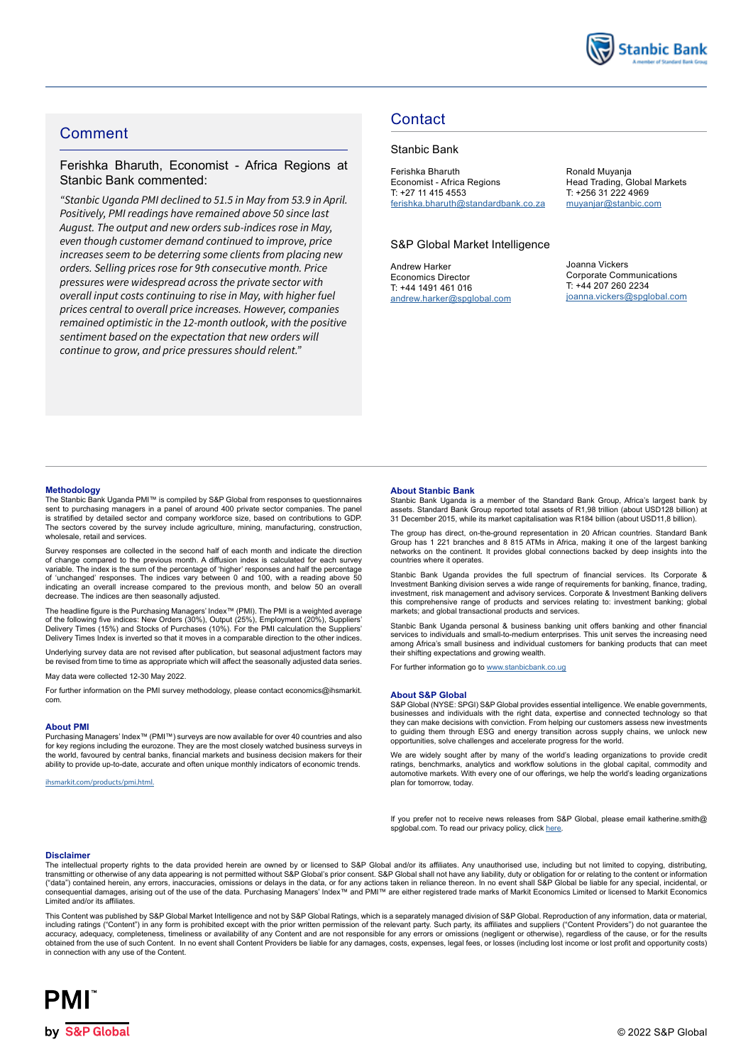## Comment

Ferishka Bharuth, Economist - Africa Regions at Stanbic Bank commented:

*"Stanbic Uganda PMI declined to 51.5 in May from 53.9 in April. Positively, PMI readings have remained above 50 since last August. The output and new orders sub-indices rose in May, even though customer demand continued to improve, price increases seem to be deterring some clients from placing new orders. Selling prices rose for 9th consecutive month. Price pressures were widespread across the private sector with overall input costs continuing to rise in May, with higher fuel prices central to overall price increases. However, companies remained optimistic in the 12-month outlook, with the positive sentiment based on the expectation that new orders will continue to grow, and price pressures should relent."*

## Contact

### Stanbic Bank

Ferishka Bharuth
Economist - Africa Regions
T: +27 11 415 4553
ferishka.bharuth@standardbank.co.za

Ronald Muyanja
Head Trading, Global Markets
T: +256 31 222 4969
muyanjar@stanbic.com

### S&P Global Market Intelligence

Andrew Harker
Economics Director
T: +44 1491 461 016
andrew.harker@spglobal.com

Joanna Vickers
Corporate Communications
T: +44 207 260 2234
joanna.vickers@spglobal.com

### Methodology

The Stanbic Bank Uganda PMI™ is compiled by S&P Global from responses to questionnaires sent to purchasing managers in a panel of around 400 private sector companies. The panel is stratified by detailed sector and company workforce size, based on contributions to GDP. The sectors covered by the survey include agriculture, mining, manufacturing, construction, wholesale, retail and services.

Survey responses are collected in the second half of each month and indicate the direction of change compared to the previous month. A diffusion index is calculated for each survey variable. The index is the sum of the percentage of 'higher' responses and half the percentage of 'unchanged' responses. The indices vary between 0 and 100, with a reading above 50 indicating an overall increase compared to the previous month, and below 50 an overall decrease. The indices are then seasonally adjusted.

The headline figure is the Purchasing Managers' Index™ (PMI). The PMI is a weighted average of the following five indices: New Orders (30%), Output (25%), Employment (20%), Suppliers' Delivery Times (15%) and Stocks of Purchases (10%). For the PMI calculation the Suppliers' Delivery Times Index is inverted so that it moves in a comparable direction to the other indices.

Underlying survey data are not revised after publication, but seasonal adjustment factors may be revised from time to time as appropriate which will affect the seasonally adjusted data series.

May data were collected 12-30 May 2022.

For further information on the PMI survey methodology, please contact economics@ihsmarkit.com.

### About PMI

Purchasing Managers' Index™ (PMI™) surveys are now available for over 40 countries and also for key regions including the eurozone. They are the most closely watched business surveys in the world, favoured by central banks, financial markets and business decision makers for their ability to provide up-to-date, accurate and often unique monthly indicators of economic trends.

ihsmarkit.com/products/pmi.html.

### About Stanbic Bank

Stanbic Bank Uganda is a member of the Standard Bank Group, Africa's largest bank by assets. Standard Bank Group reported total assets of R1,98 trillion (about USD128 billion) at 31 December 2015, while its market capitalisation was R184 billion (about USD11,8 billion).

The group has direct, on-the-ground representation in 20 African countries. Standard Bank Group has 1 221 branches and 8 815 ATMs in Africa, making it one of the largest banking networks on the continent. It provides global connections backed by deep insights into the countries where it operates.

Stanbic Bank Uganda provides the full spectrum of financial services. Its Corporate & Investment Banking division serves a wide range of requirements for banking, finance, trading, investment, risk management and advisory services. Corporate & Investment Banking delivers this comprehensive range of products and services relating to: investment banking; global markets; and global transactional products and services.

Stanbic Bank Uganda personal & business banking unit offers banking and other financial services to individuals and small-to-medium enterprises. This unit serves the increasing need among Africa's small business and individual customers for banking products that can meet their shifting expectations and growing wealth.

For further information go to www.stanbicbank.co.ug

### About S&P Global

S&P Global (NYSE: SPGI) S&P Global provides essential intelligence. We enable governments, businesses and individuals with the right data, expertise and connected technology so that they can make decisions with conviction. From helping our customers assess new investments to guiding them through ESG and energy transition across supply chains, we unlock new opportunities, solve challenges and accelerate progress for the world.

We are widely sought after by many of the world's leading organizations to provide credit ratings, benchmarks, analytics and workflow solutions in the global capital, commodity and automotive markets. With every one of our offerings, we help the world's leading organizations plan for tomorrow, today.

If you prefer not to receive news releases from S&P Global, please email katherine.smith@spglobal.com. To read our privacy policy, click here.

### Disclaimer

The intellectual property rights to the data provided herein are owned by or licensed to S&P Global and/or its affiliates. Any unauthorised use, including but not limited to copying, distributing, transmitting or otherwise of any data appearing is not permitted without S&P Global's prior consent. S&P Global shall not have any liability, duty or obligation for or relating to the content or information ("data") contained herein, any errors, inaccuracies, omissions or delays in the data, or for any actions taken in reliance thereon. In no event shall S&P Global be liable for any special, incidental, or consequential damages, arising out of the use of the data. Purchasing Managers' Index™ and PMI™ are either registered trade marks of Markit Economics Limited or licensed to Markit Economics Limited and/or its affiliates.

This Content was published by S&P Global Market Intelligence and not by S&P Global Ratings, which is a separately managed division of S&P Global. Reproduction of any information, data or material, including ratings ("Content") in any form is prohibited except with the prior written permission of the relevant party. Such party, its affiliates and suppliers ("Content Providers") do not guarantee the accuracy, adequacy, completeness, timeliness or availability of any Content and are not responsible for any errors or omissions (negligent or otherwise), regardless of the cause, or for the results obtained from the use of such Content. In no event shall Content Providers be liable for any damages, costs, expenses, legal fees, or losses (including lost income or lost profit and opportunity costs) in connection with any use of the Content.

PMI™ by S&P Global

© 2022 S&P Global